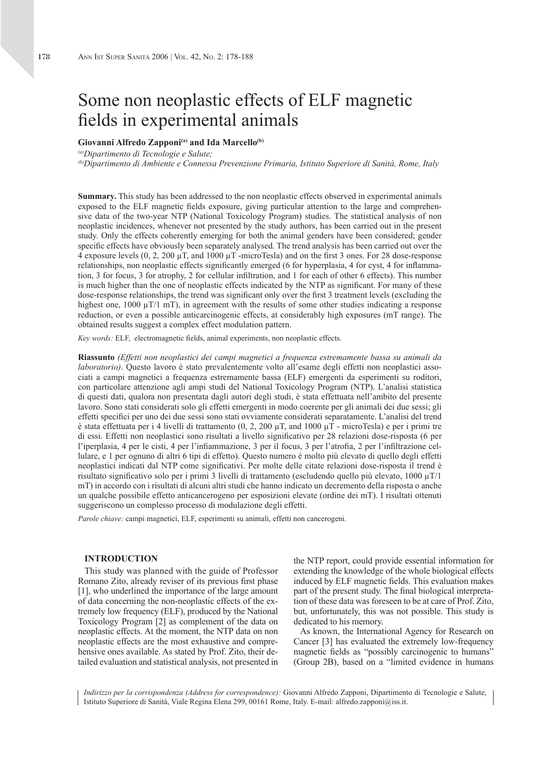# Some non neoplastic effects of ELF magnetic fields in experimental animals

**Giovanni Alfredo Zapponi[a] and Ida Marcello[b]**

[a] *Dipartimento di Tecnologie e Salute;*
[b] *Dipartimento di Ambiente e Connessa Prevenzione Primaria, Istituto Superiore di Sanità, Rome, Italy*

**Summary.** This study has been addressed to the non neoplastic effects observed in experimental animals exposed to the ELF magnetic fields exposure, giving particular attention to the large and comprehensive data of the two-year NTP (National Toxicology Program) studies. The statistical analysis of non neoplastic incidences, whenever not presented by the study authors, has been carried out in the present study. Only the effects coherently emerging for both the animal genders have been considered; gender specific effects have obviously been separately analysed. The trend analysis has been carried out over the 4 exposure levels (0, 2, 200 μT, and 1000 μT -microTesla) and on the first 3 ones. For 28 dose-response relationships, non neoplastic effects significantly emerged (6 for hyperplasia, 4 for cyst, 4 for inflammation, 3 for focus, 3 for atrophy, 2 for cellular infiltration, and 1 for each of other 6 effects). This number is much higher than the one of neoplastic effects indicated by the NTP as significant. For many of these dose-response relationships, the trend was significant only over the first 3 treatment levels (excluding the highest one, 1000 μT/1 mT), in agreement with the results of some other studies indicating a response reduction, or even a possible anticarcinogenic effects, at considerably high exposures (mT range). The obtained results suggest a complex effect modulation pattern.

*Key words:* ELF, electromagnetic fields, animal experiments, non neoplastic effects.

**Riassunto** *(Effetti non neoplastici dei campi magnetici a frequenza estremamente bassa su animali da laboratorio)*. Questo lavoro è stato prevalentemente volto all'esame degli effetti non neoplastici associati a campi magnetici a frequenza estremamente bassa (ELF) emergenti da esperimenti su roditori, con particolare attenzione agli ampi studi del National Toxicology Program (NTP). L'analisi statistica di questi dati, qualora non presentata dagli autori degli studi, è stata effettuata nell'ambito del presente lavoro. Sono stati considerati solo gli effetti emergenti in modo coerente per gli animali dei due sessi; gli effetti specifici per uno dei due sessi sono stati ovviamente considerati separatamente. L'analisi del trend è stata effettuata per i 4 livelli di trattamento (0, 2, 200 μT, and 1000 μT - microTesla) e per i primi tre di essi. Effetti non neoplastici sono risultati a livello significativo per 28 relazioni dose-risposta (6 per l'iperplasia, 4 per le cisti, 4 per l'infiammazione, 3 per il focus, 3 per l'atrofia, 2 per l'infiltrazione cellulare, e 1 per ognuno di altri 6 tipi di effetto). Questo numero è molto più elevato di quello degli effetti neoplastici indicati dal NTP come significativi. Per molte delle citate relazioni dose-risposta il trend è risultato significativo solo per i primi 3 livelli di trattamento (escludendo quello più elevato, 1000 μT/1 mT) in accordo con i risultati di alcuni altri studi che hanno indicato un decremento della risposta o anche un qualche possibile effetto anticancerogeno per esposizioni elevate (ordine dei mT). I risultati ottenuti suggeriscono un complesso processo di modulazione degli effetti.

*Parole chiave:* campi magnetici, ELF, esperimenti su animali, effetti non cancerogeni.

## INTRODUCTION

This study was planned with the guide of Professor Romano Zito, already reviser of its previous first phase [1], who underlined the importance of the large amount of data concerning the non-neoplastic effects of the extremely low frequency (ELF), produced by the National Toxicology Program [2] as complement of the data on neoplastic effects. At the moment, the NTP data on non neoplastic effects are the most exhaustive and comprehensive ones available. As stated by Prof. Zito, their detailed evaluation and statistical analysis, not presented in the NTP report, could provide essential information for extending the knowledge of the whole biological effects induced by ELF magnetic fields. This evaluation makes part of the present study. The final biological interpretation of these data was foreseen to be at care of Prof. Zito, but, unfortunately, this was not possible. This study is dedicated to his memory.

As known, the International Agency for Research on Cancer [3] has evaluated the extremely low-frequency magnetic fields as "possibly carcinogenic to humans" (Group 2B), based on a "limited evidence in humans

*Indirizzo per la corrispondenza (Address for correspondence):* Giovanni Alfredo Zapponi, Dipartimento di Tecnologie e Salute, Istituto Superiore di Sanità, Viale Regina Elena 299, 00161 Rome, Italy. E-mail: alfredo.zapponi@iss.it.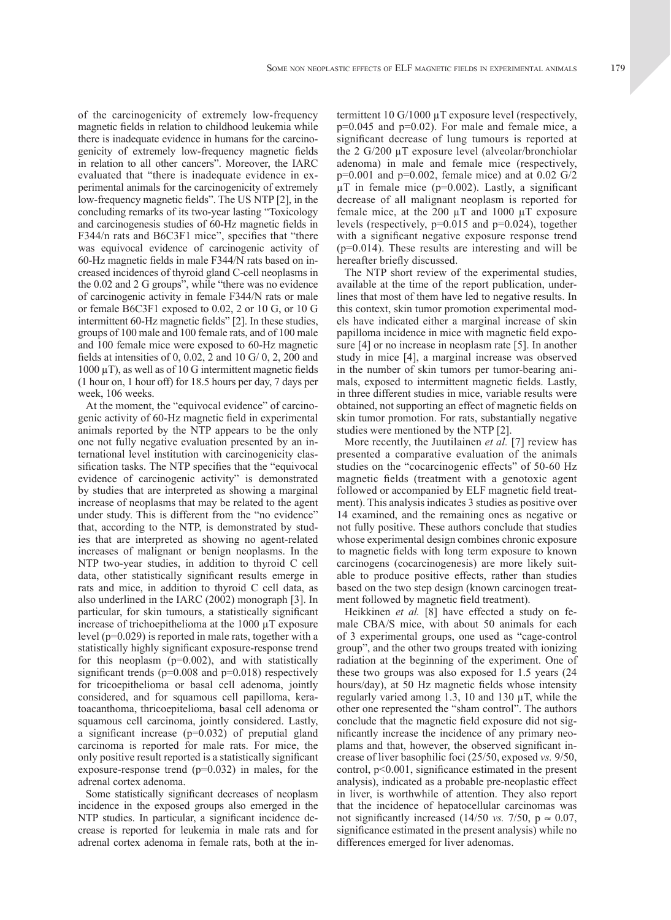of the carcinogenicity of extremely low-frequency magnetic fields in relation to childhood leukemia while there is inadequate evidence in humans for the carcinogenicity of extremely low-frequency magnetic fields in relation to all other cancers". Moreover, the IARC evaluated that "there is inadequate evidence in experimental animals for the carcinogenicity of extremely low-frequency magnetic fields". The US NTP [2], in the concluding remarks of its two-year lasting "Toxicology and carcinogenesis studies of 60-Hz magnetic fields in F344/n rats and B6C3F1 mice", specifies that "there was equivocal evidence of carcinogenic activity of 60-Hz magnetic fields in male F344/N rats based on increased incidences of thyroid gland C-cell neoplasms in the 0.02 and 2 G groups", while "there was no evidence of carcinogenic activity in female F344/N rats or male or female B6C3F1 exposed to 0.02, 2 or 10 G, or 10 G intermittent 60-Hz magnetic fields" [2]. In these studies, groups of 100 male and 100 female rats, and of 100 male and 100 female mice were exposed to 60-Hz magnetic fields at intensities of 0, 0.02, 2 and 10 G/ 0, 2, 200 and 1000 μT), as well as of 10 G intermittent magnetic fields (1 hour on, 1 hour off) for 18.5 hours per day, 7 days per week, 106 weeks.

At the moment, the "equivocal evidence" of carcinogenic activity of 60-Hz magnetic field in experimental animals reported by the NTP appears to be the only one not fully negative evaluation presented by an international level institution with carcinogenicity classification tasks. The NTP specifies that the "equivocal evidence of carcinogenic activity" is demonstrated by studies that are interpreted as showing a marginal increase of neoplasms that may be related to the agent under study. This is different from the "no evidence" that, according to the NTP, is demonstrated by studies that are interpreted as showing no agent-related increases of malignant or benign neoplasms. In the NTP two-year studies, in addition to thyroid C cell data, other statistically significant results emerge in rats and mice, in addition to thyroid C cell data, as also underlined in the IARC (2002) monograph [3]. In particular, for skin tumours, a statistically significant increase of trichoepithelioma at the 1000 μT exposure level ($p=0.029$) is reported in male rats, together with a statistically highly significant exposure-response trend for this neoplasm ($p=0.002$), and with statistically significant trends ($p=0.008$ and $p=0.018$) respectively for tricoepithelioma or basal cell adenoma, jointly considered, and for squamous cell papilloma, keratoacanthoma, thricoepitelioma, basal cell adenoma or squamous cell carcinoma, jointly considered. Lastly, a significant increase ($p=0.032$) of preputial gland carcinoma is reported for male rats. For mice, the only positive result reported is a statistically significant exposure-response trend ($p=0.032$) in males, for the adrenal cortex adenoma.

Some statistically significant decreases of neoplasm incidence in the exposed groups also emerged in the NTP studies. In particular, a significant incidence decrease is reported for leukemia in male rats and for adrenal cortex adenoma in female rats, both at the intermittent 10 G/1000 μT exposure level (respectively, $p=0.045$ and $p=0.02$). For male and female mice, a significant decrease of lung tumours is reported at the 2 G/200 μT exposure level (alveolar/bronchiolar adenoma) in male and female mice (respectively, $p=0.001$ and $p=0.002$, female mice) and at 0.02 G/2 μT in female mice ($p=0.002$). Lastly, a significant decrease of all malignant neoplasm is reported for female mice, at the 200 μT and 1000 μT exposure levels (respectively, $p=0.015$ and $p=0.024$), together with a significant negative exposure response trend ($p=0.014$). These results are interesting and will be hereafter briefly discussed.

The NTP short review of the experimental studies, available at the time of the report publication, underlines that most of them have led to negative results. In this context, skin tumor promotion experimental models have indicated either a marginal increase of skin papilloma incidence in mice with magnetic field exposure [4] or no increase in neoplasm rate [5]. In another study in mice [4], a marginal increase was observed in the number of skin tumors per tumor-bearing animals, exposed to intermittent magnetic fields. Lastly, in three different studies in mice, variable results were obtained, not supporting an effect of magnetic fields on skin tumor promotion. For rats, substantially negative studies were mentioned by the NTP [2].

More recently, the Juutilainen *et al.* [7] review has presented a comparative evaluation of the animals studies on the "cocarcinogenic effects" of 50-60 Hz magnetic fields (treatment with a genotoxic agent followed or accompanied by ELF magnetic field treatment). This analysis indicates 3 studies as positive over 14 examined, and the remaining ones as negative or not fully positive. These authors conclude that studies whose experimental design combines chronic exposure to magnetic fields with long term exposure to known carcinogens (cocarcinogenesis) are more likely suitable to produce positive effects, rather than studies based on the two step design (known carcinogen treatment followed by magnetic field treatment).

Heikkinen *et al.* [8] have effected a study on female CBA/S mice, with about 50 animals for each of 3 experimental groups, one used as "cage-control group", and the other two groups treated with ionizing radiation at the beginning of the experiment. One of these two groups was also exposed for 1.5 years (24 hours/day), at 50 Hz magnetic fields whose intensity regularly varied among 1.3, 10 and 130 μT, while the other one represented the "sham control". The authors conclude that the magnetic field exposure did not significantly increase the incidence of any primary neoplams and that, however, the observed significant increase of liver basophilic foci (25/50, exposed *vs.* 9/50, control, $p<0.001$, significance estimated in the present analysis), indicated as a probable pre-neoplastic effect in liver, is worthwhile of attention. They also report that the incidence of hepatocellular carcinomas was not significantly increased (14/50 *vs.* 7/50, $p \approx 0.07$, significance estimated in the present analysis) while no differences emerged for liver adenomas.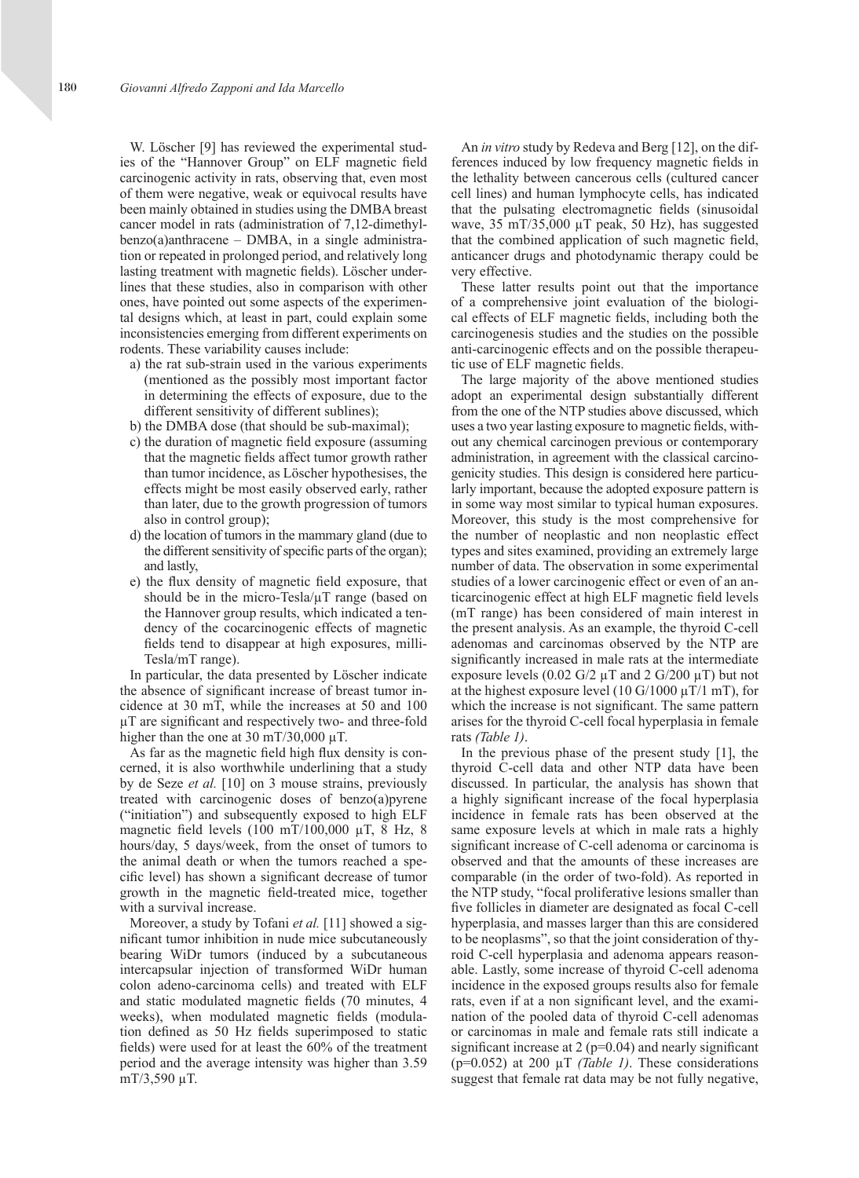W. Löscher [9] has reviewed the experimental studies of the "Hannover Group" on ELF magnetic field carcinogenic activity in rats, observing that, even most of them were negative, weak or equivocal results have been mainly obtained in studies using the DMBA breast cancer model in rats (administration of 7,12-dimethylbenzo(a)anthracene – DMBA, in a single administration or repeated in prolonged period, and relatively long lasting treatment with magnetic fields). Löscher underlines that these studies, also in comparison with other ones, have pointed out some aspects of the experimental designs which, at least in part, could explain some inconsistencies emerging from different experiments on rodents. These variability causes include:

a) the rat sub-strain used in the various experiments (mentioned as the possibly most important factor in determining the effects of exposure, due to the different sensitivity of different sublines);
b) the DMBA dose (that should be sub-maximal);
c) the duration of magnetic field exposure (assuming that the magnetic fields affect tumor growth rather than tumor incidence, as Löscher hypothesises, the effects might be most easily observed early, rather than later, due to the growth progression of tumors also in control group);
d) the location of tumors in the mammary gland (due to the different sensitivity of specific parts of the organ); and lastly,
e) the flux density of magnetic field exposure, that should be in the micro-Tesla/μT range (based on the Hannover group results, which indicated a tendency of the cocarcinogenic effects of magnetic fields tend to disappear at high exposures, milli-Tesla/mT range).

In particular, the data presented by Löscher indicate the absence of significant increase of breast tumor incidence at 30 mT, while the increases at 50 and 100 μT are significant and respectively two- and three-fold higher than the one at 30 mT/30,000 μT.

As far as the magnetic field high flux density is concerned, it is also worthwhile underlining that a study by de Seze *et al.* [10] on 3 mouse strains, previously treated with carcinogenic doses of benzo(a)pyrene ("initiation") and subsequently exposed to high ELF magnetic field levels (100 mT/100,000 μT, 8 Hz, 8 hours/day, 5 days/week, from the onset of tumors to the animal death or when the tumors reached a specific level) has shown a significant decrease of tumor growth in the magnetic field-treated mice, together with a survival increase.

Moreover, a study by Tofani *et al.* [11] showed a significant tumor inhibition in nude mice subcutaneously bearing WiDr tumors (induced by a subcutaneous intercapsular injection of transformed WiDr human colon adeno-carcinoma cells) and treated with ELF and static modulated magnetic fields (70 minutes, 4 weeks), when modulated magnetic fields (modulation defined as 50 Hz fields superimposed to static fields) were used for at least the 60% of the treatment period and the average intensity was higher than 3.59 mT/3,590 μT.

An *in vitro* study by Redeva and Berg [12], on the differences induced by low frequency magnetic fields in the lethality between cancerous cells (cultured cancer cell lines) and human lymphocyte cells, has indicated that the pulsating electromagnetic fields (sinusoidal wave, 35 mT/35,000 μT peak, 50 Hz), has suggested that the combined application of such magnetic field, anticancer drugs and photodynamic therapy could be very effective.

These latter results point out that the importance of a comprehensive joint evaluation of the biological effects of ELF magnetic fields, including both the carcinogenesis studies and the studies on the possible anti-carcinogenic effects and on the possible therapeutic use of ELF magnetic fields.

The large majority of the above mentioned studies adopt an experimental design substantially different from the one of the NTP studies above discussed, which uses a two year lasting exposure to magnetic fields, without any chemical carcinogen previous or contemporary administration, in agreement with the classical carcinogenicity studies. This design is considered here particularly important, because the adopted exposure pattern is in some way most similar to typical human exposures. Moreover, this study is the most comprehensive for the number of neoplastic and non neoplastic effect types and sites examined, providing an extremely large number of data. The observation in some experimental studies of a lower carcinogenic effect or even of an anticarcinogenic effect at high ELF magnetic field levels (mT range) has been considered of main interest in the present analysis. As an example, the thyroid C-cell adenomas and carcinomas observed by the NTP are significantly increased in male rats at the intermediate exposure levels (0.02 G/2 μT and 2 G/200 μT) but not at the highest exposure level (10 G/1000 μT/1 mT), for which the increase is not significant. The same pattern arises for the thyroid C-cell focal hyperplasia in female rats *(Table 1)*.

In the previous phase of the present study [1], the thyroid C-cell data and other NTP data have been discussed. In particular, the analysis has shown that a highly significant increase of the focal hyperplasia incidence in female rats has been observed at the same exposure levels at which in male rats a highly significant increase of C-cell adenoma or carcinoma is observed and that the amounts of these increases are comparable (in the order of two-fold). As reported in the NTP study, "focal proliferative lesions smaller than five follicles in diameter are designated as focal C-cell hyperplasia, and masses larger than this are considered to be neoplasms", so that the joint consideration of thyroid C-cell hyperplasia and adenoma appears reasonable. Lastly, some increase of thyroid C-cell adenoma incidence in the exposed groups results also for female rats, even if at a non significant level, and the examination of the pooled data of thyroid C-cell adenomas or carcinomas in male and female rats still indicate a significant increase at 2 ($p=0.04$) and nearly significant ($p=0.052$) at 200 μT *(Table 1)*. These considerations suggest that female rat data may be not fully negative,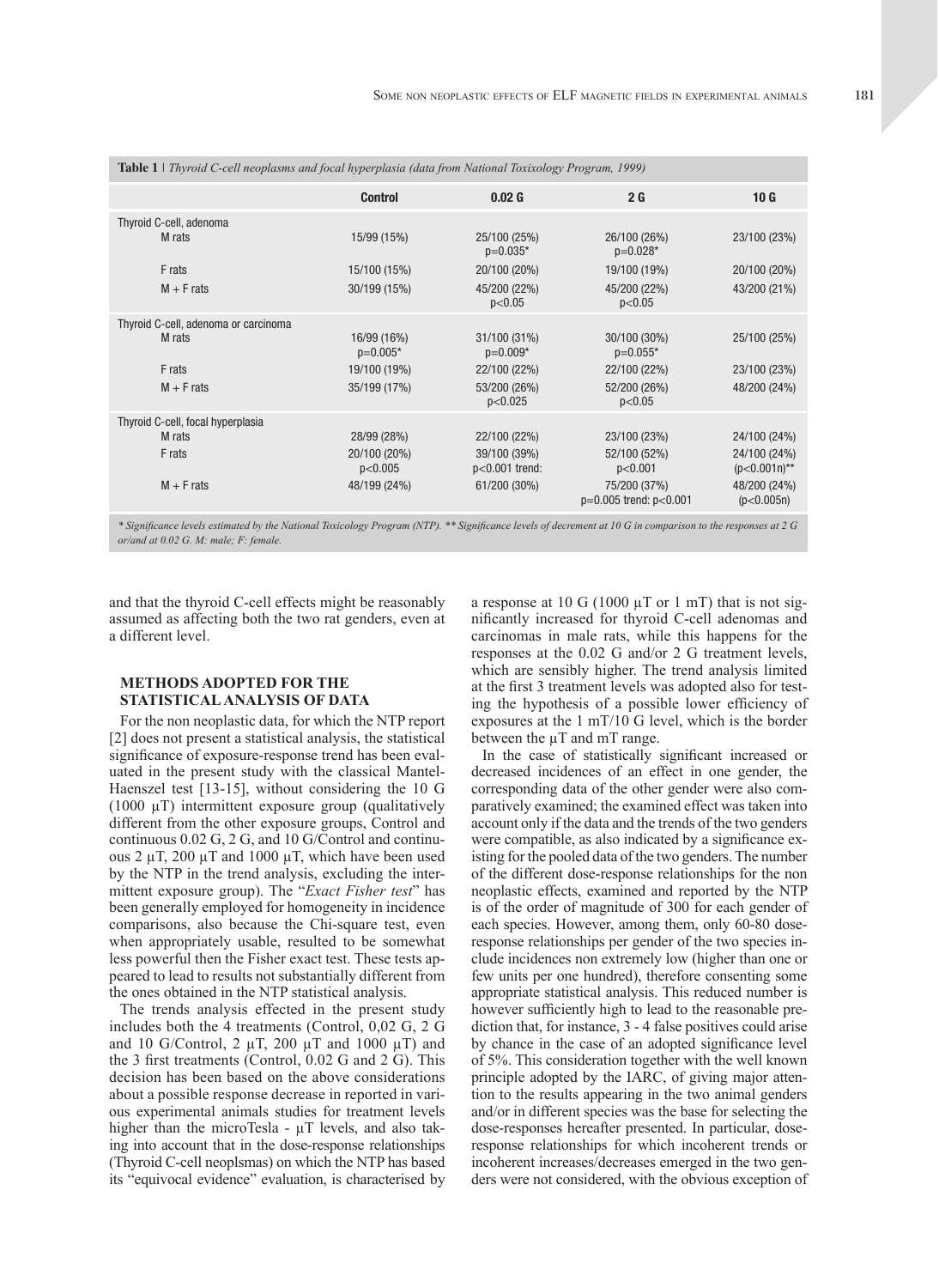**Table 1** | *Thyroid C-cell neoplasms and focal hyperplasia (data from National Toxixology Program, 1999)*

| | Control | 0.02 G | 2 G | 10 G |
|---|---|---|---|---|
| Thyroid C-cell, adenoma | | | | |
| M rats | 15/99 (15%) | 25/100 (25%) p=0.035* | 26/100 (26%) p=0.028* | 23/100 (23%) |
| F rats | 15/100 (15%) | 20/100 (20%) | 19/100 (19%) | 20/100 (20%) |
| M + F rats | 30/199 (15%) | 45/200 (22%) p<0.05 | 45/200 (22%) p<0.05 | 43/200 (21%) |
| Thyroid C-cell, adenoma or carcinoma | | | | |
| M rats | 16/99 (16%) p=0.005* | 31/100 (31%) p=0.009* | 30/100 (30%) p=0.055* | 25/100 (25%) |
| F rats | 19/100 (19%) | 22/100 (22%) | 22/100 (22%) | 23/100 (23%) |
| M + F rats | 35/199 (17%) | 53/200 (26%) p<0.025 | 52/200 (26%) p<0.05 | 48/200 (24%) |
| Thyroid C-cell, focal hyperplasia | | | | |
| M rats | 28/99 (28%) | 22/100 (22%) | 23/100 (23%) | 24/100 (24%) |
| F rats | 20/100 (20%) p<0.005 | 39/100 (39%) p<0.001 trend: | 52/100 (52%) p<0.001 | 24/100 (24%) (p<0.001n)** |
| M + F rats | 48/199 (24%) | 61/200 (30%) | 75/200 (37%) p=0.005 trend: p<0.001 | 48/200 (24%) (p<0.005n) |

*\* Significance levels estimated by the National Toxicology Program (NTP). \*\* Significance levels of decrement at 10 G in comparison to the responses at 2 G or/and at 0.02 G. M: male; F: female.*

and that the thyroid C-cell effects might be reasonably assumed as affecting both the two rat genders, even at a different level.

## METHODS ADOPTED FOR THE STATISTICAL ANALYSIS OF DATA

For the non neoplastic data, for which the NTP report [2] does not present a statistical analysis, the statistical significance of exposure-response trend has been evaluated in the present study with the classical Mantel-Haenszel test [13-15], without considering the 10 G (1000 μT) intermittent exposure group (qualitatively different from the other exposure groups, Control and continuous 0,02 G, 2 G, and 10 G/Control and continuous 2 μT, 200 μT and 1000 μT, which have been used by the NTP in the trend analysis, excluding the intermittent exposure group). The "*Exact Fisher test*" has been generally employed for homogeneity in incidence comparisons, also because the Chi-square test, even when appropriately usable, resulted to be somewhat less powerful then the Fisher exact test. These tests appeared to lead to results not substantially different from the ones obtained in the NTP statistical analysis.

The trends analysis effected in the present study includes both the 4 treatments (Control, 0,02 G, 2 G and 10 G/Control, 2 μT, 200 μT and 1000 μT) and the 3 first treatments (Control, 0.02 G and 2 G). This decision has been based on the above considerations about a possible response decrease in reported in various experimental animals studies for treatment levels higher than the microTesla - μT levels, and also taking into account that in the dose-response relationships (Thyroid C-cell neoplsmas) on which the NTP has based its "equivocal evidence" evaluation, is characterised by a response at 10 G (1000 μT or 1 mT) that is not significantly increased for thyroid C-cell adenomas and carcinomas in male rats, while this happens for the responses at the 0.02 G and/or 2 G treatment levels, which are sensibly higher. The trend analysis limited at the first 3 treatment levels was adopted also for testing the hypothesis of a possible lower efficiency of exposures at the 1 mT/10 G level, which is the border between the μT and mT range.

In the case of statistically significant increased or decreased incidences of an effect in one gender, the corresponding data of the other gender were also comparatively examined; the examined effect was taken into account only if the data and the trends of the two genders were compatible, as also indicated by a significance existing for the pooled data of the two genders. The number of the different dose-response relationships for the non neoplastic effects, examined and reported by the NTP is of the order of magnitude of 300 for each gender of each species. However, among them, only 60-80 dose-response relationships per gender of the two species include incidences non extremely low (higher than one or few units per one hundred), therefore consenting some appropriate statistical analysis. This reduced number is however sufficiently high to lead to the reasonable prediction that, for instance, 3 - 4 false positives could arise by chance in the case of an adopted significance level of 5%. This consideration together with the well known principle adopted by the IARC, of giving major attention to the results appearing in the two animal genders and/or in different species was the base for selecting the dose-responses hereafter presented. In particular, dose-response relationships for which incoherent trends or incoherent increases/decreases emerged in the two genders were not considered, with the obvious exception of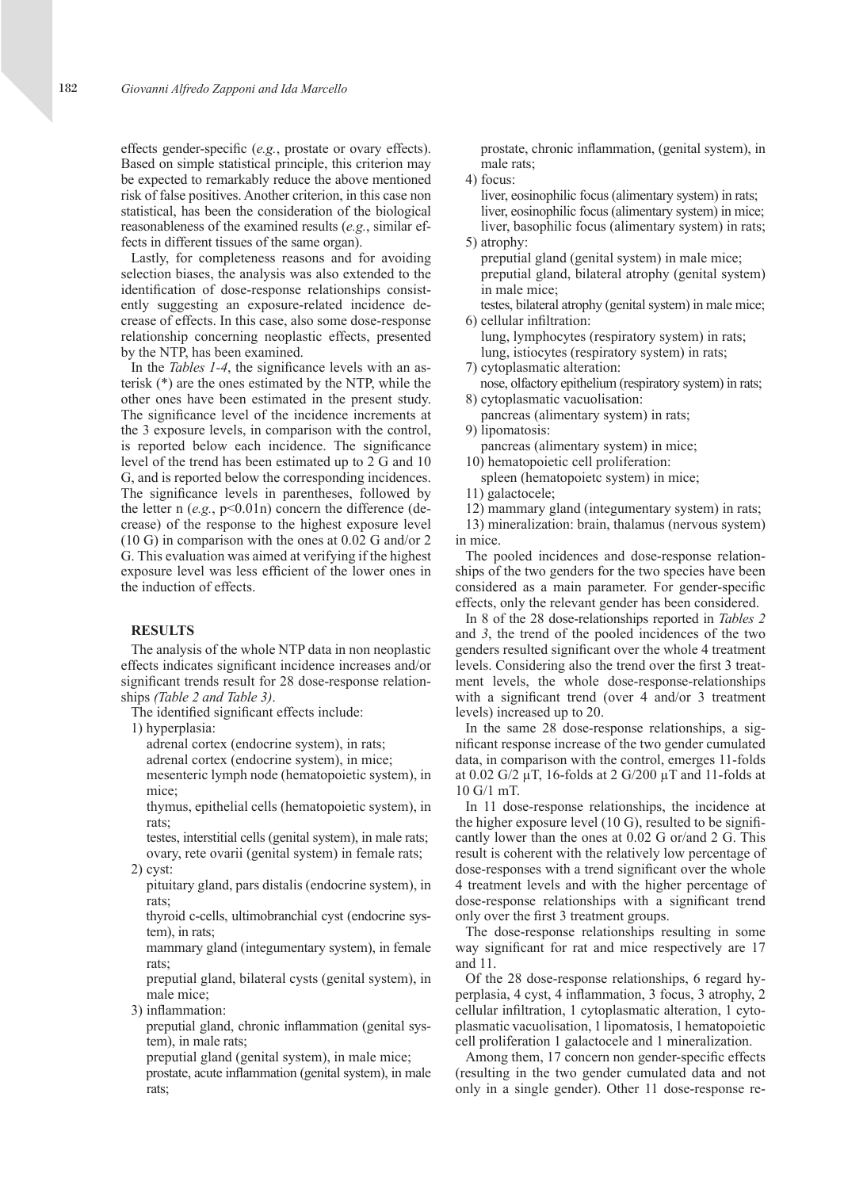effects gender-specific (*e.g.*, prostate or ovary effects). Based on simple statistical principle, this criterion may be expected to remarkably reduce the above mentioned risk of false positives. Another criterion, in this case non statistical, has been the consideration of the biological reasonableness of the examined results (*e.g.*, similar effects in different tissues of the same organ).

Lastly, for completeness reasons and for avoiding selection biases, the analysis was also extended to the identification of dose-response relationships consistently suggesting an exposure-related incidence decrease of effects. In this case, also some dose-response relationship concerning neoplastic effects, presented by the NTP, has been examined.

In the *Tables 1-4*, the significance levels with an asterisk (*) are the ones estimated by the NTP, while the other ones have been estimated in the present study. The significance level of the incidence increments at the 3 exposure levels, in comparison with the control, is reported below each incidence. The significance level of the trend has been estimated up to 2 G and 10 G, and is reported below the corresponding incidences. The significance levels in parentheses, followed by the letter n (*e.g.*, p<0.01n) concern the difference (decrease) of the response to the highest exposure level (10 G) in comparison with the ones at 0.02 G and/or 2 G. This evaluation was aimed at verifying if the highest exposure level was less efficient of the lower ones in the induction of effects.

## RESULTS

The analysis of the whole NTP data in non neoplastic effects indicates significant incidence increases and/or significant trends result for 28 dose-response relationships *(Table 2 and Table 3)*.

The identified significant effects include:

1) hyperplasia:
   adrenal cortex (endocrine system), in rats;
   adrenal cortex (endocrine system), in mice;
   mesenteric lymph node (hematopoietic system), in mice;
   thymus, epithelial cells (hematopoietic system), in rats;
   testes, interstitial cells (genital system), in male rats;
   ovary, rete ovarii (genital system) in female rats;
2) cyst:
   pituitary gland, pars distalis (endocrine system), in rats;
   thyroid c-cells, ultimobranchial cyst (endocrine system), in rats;
   mammary gland (integumentary system), in female rats;
   preputial gland, bilateral cysts (genital system), in male mice;
3) inflammation:
   preputial gland, chronic inflammation (genital system), in male rats;
   preputial gland (genital system), in male mice;
   prostate, acute inflammation (genital system), in male rats;
   prostate, chronic inflammation, (genital system), in male rats;
4) focus:
   liver, eosinophilic focus (alimentary system) in rats;
   liver, eosinophilic focus (alimentary system) in mice;
   liver, basophilic focus (alimentary system) in rats;
5) atrophy:
   preputial gland (genital system) in male mice;
   preputial gland, bilateral atrophy (genital system) in male mice;
   testes, bilateral atrophy (genital system) in male mice;
6) cellular infiltration:
   lung, lymphocytes (respiratory system) in rats;
   lung, istiocytes (respiratory system) in rats;
7) cytoplasmatic alteration:
   nose, olfactory epithelium (respiratory system) in rats;
8) cytoplasmatic vacuolisation:
   pancreas (alimentary system) in rats;
9) lipomatosis:
   pancreas (alimentary system) in mice;
10) hematopoietic cell proliferation:
   spleen (hematopoietc system) in mice;
11) galactocele;
12) mammary gland (integumentary system) in rats;
13) mineralization: brain, thalamus (nervous system) in mice.

The pooled incidences and dose-response relationships of the two genders for the two species have been considered as a main parameter. For gender-specific effects, only the relevant gender has been considered.

In 8 of the 28 dose-relationships reported in *Tables 2* and *3*, the trend of the pooled incidences of the two genders resulted significant over the whole 4 treatment levels. Considering also the trend over the first 3 treatment levels, the whole dose-response-relationships with a significant trend (over 4 and/or 3 treatment levels) increased up to 20.

In the same 28 dose-response relationships, a significant response increase of the two gender cumulated data, in comparison with the control, emerges 11-folds at 0.02 G/2 µT, 16-folds at 2 G/200 µT and 11-folds at 10 G/1 mT.

In 11 dose-response relationships, the incidence at the higher exposure level (10 G), resulted to be significantly lower than the ones at 0.02 G or/and 2 G. This result is coherent with the relatively low percentage of dose-responses with a trend significant over the whole 4 treatment levels and with the higher percentage of dose-response relationships with a significant trend only over the first 3 treatment groups.

The dose-response relationships resulting in some way significant for rat and mice respectively are 17 and 11.

Of the 28 dose-response relationships, 6 regard hyperplasia, 4 cyst, 4 inflammation, 3 focus, 3 atrophy, 2 cellular infiltration, 1 cytoplasmatic alteration, 1 cytoplasmatic vacuolisation, 1 lipomatosis, 1 hematopoietic cell proliferation 1 galactocele and 1 mineralization.

Among them, 17 concern non gender-specific effects (resulting in the two gender cumulated data and not only in a single gender). Other 11 dose-response re-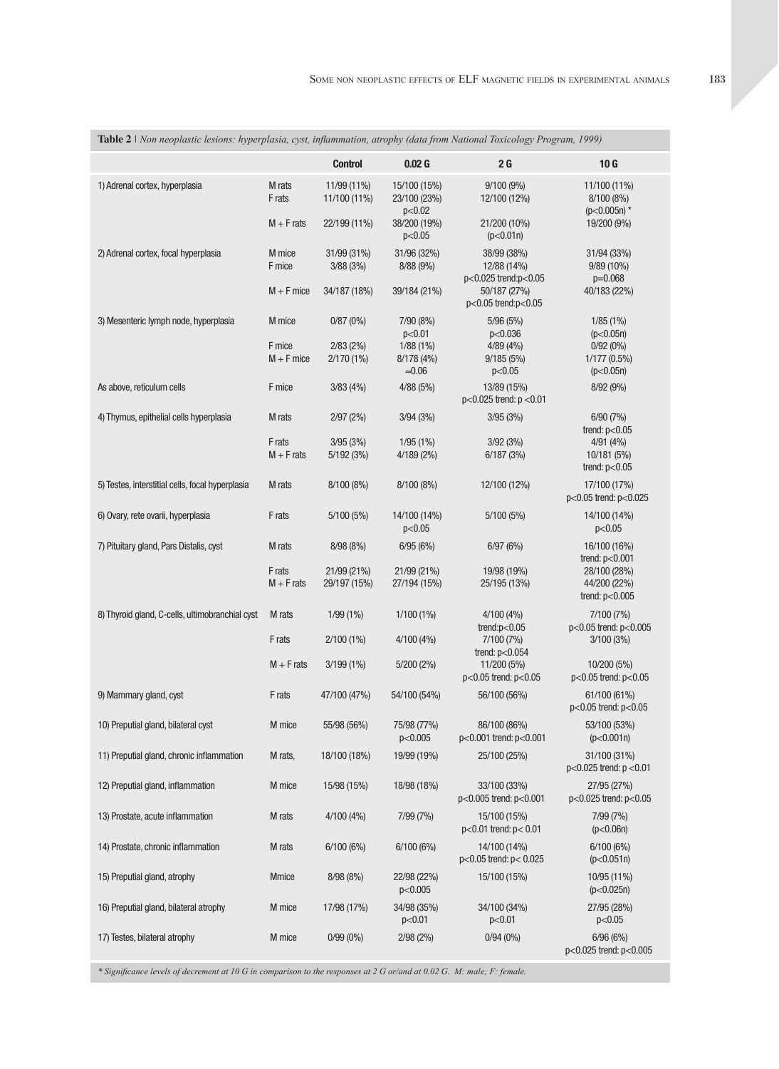**Table 2** | *Non neoplastic lesions: hyperplasia, cyst, inflammation, atrophy (data from National Toxicology Program, 1999)*

| | | Control | 0.02 G | 2 G | 10 G |
|---|---|---|---|---|---|
| 1) Adrenal cortex, hyperplasia | M rats | 11/99 (11%) | 15/100 (15%) | 9/100 (9%) | 11/100 (11%) |
| | F rats | 11/100 (11%) | 23/100 (23%) p<0.02 | 12/100 (12%) | 8/100 (8%) (p<0.005n) * |
| | M + F rats | 22/199 (11%) | 38/200 (19%) p<0.05 | 21/200 (10%) (p<0.01n) | 19/200 (9%) |
| 2) Adrenal cortex, focal hyperplasia | M mice | 31/99 (31%) | 31/96 (32%) | 38/99 (38%) | 31/94 (33%) |
| | F mice | 3/88 (3%) | 8/88 (9%) | 12/88 (14%) p<0.025 trend:p<0.05 | 9/89 (10%) p=0.068 |
| | M + F mice | 34/187 (18%) | 39/184 (21%) | 50/187 (27%) p<0.05 trend:p<0.05 | 40/183 (22%) |
| 3) Mesenteric lymph node, hyperplasia | M mice | 0/87 (0%) | 7/90 (8%) p<0.01 | 5/96 (5%) p<0.036 | 1/85 (1%) (p<0.05n) |
| | F mice | 2/83 (2%) | 1/88 (1%) | 4/89 (4%) | 0/92 (0%) |
| | M + F mice | 2/170 (1%) | 8/178 (4%) ≈0.06 | 9/185 (5%) p<0.05 | 1/177 (0.5%) (p<0.05n) |
| As above, reticulum cells | F mice | 3/83 (4%) | 4/88 (5%) | 13/89 (15%) p<0.025 trend: p <0.01 | 8/92 (9%) |
| 4) Thymus, epithelial cells hyperplasia | M rats | 2/97 (2%) | 3/94 (3%) | 3/95 (3%) | 6/90 (7%) trend: p<0.05 |
| | F rats | 3/95 (3%) | 1/95 (1%) | 3/92 (3%) | 4/91 (4%) |
| | M + F rats | 5/192 (3%) | 4/189 (2%) | 6/187 (3%) | 10/181 (5%) trend: p<0.05 |
| 5) Testes, interstitial cells, focal hyperplasia | M rats | 8/100 (8%) | 8/100 (8%) | 12/100 (12%) | 17/100 (17%) p<0.05 trend: p<0.025 |
| 6) Ovary, rete ovarii, hyperplasia | F rats | 5/100 (5%) | 14/100 (14%) p<0.05 | 5/100 (5%) | 14/100 (14%) p<0.05 |
| 7) Pituitary gland, Pars Distalis, cyst | M rats | 8/98 (8%) | 6/95 (6%) | 6/97 (6%) | 16/100 (16%) trend: p<0.001 |
| | F rats | 21/99 (21%) | 21/99 (21%) | 19/98 (19%) | 28/100 (28%) |
| | M + F rats | 29/197 (15%) | 27/194 (15%) | 25/195 (13%) | 44/200 (22%) trend: p<0.005 |
| 8) Thyroid gland, C-cells, ultimobranchial cyst | M rats | 1/99 (1%) | 1/100 (1%) | 4/100 (4%) trend:p<0.05 | 7/100 (7%) p<0.05 trend: p<0.005 |
| | F rats | 2/100 (1%) | 4/100 (4%) | 7/100 (7%) trend: p<0.054 | 3/100 (3%) |
| | M + F rats | 3/199 (1%) | 5/200 (2%) | 11/200 (5%) p<0.05 trend: p<0.05 | 10/200 (5%) p<0.05 trend: p<0.05 |
| 9) Mammary gland, cyst | F rats | 47/100 (47%) | 54/100 (54%) | 56/100 (56%) | 61/100 (61%) p<0.05 trend: p<0.05 |
| 10) Preputial gland, bilateral cyst | M mice | 55/98 (56%) | 75/98 (77%) p<0.005 | 86/100 (86%) p<0.001 trend: p<0.001 | 53/100 (53%) (p<0.001n) |
| 11) Preputial gland, chronic inflammation | M rats, | 18/100 (18%) | 19/99 (19%) | 25/100 (25%) | 31/100 (31%) p<0.025 trend: p <0.01 |
| 12) Preputial gland, inflammation | M mice | 15/98 (15%) | 18/98 (18%) | 33/100 (33%) p<0.005 trend: p<0.001 | 27/95 (27%) p<0.025 trend: p<0.05 |
| 13) Prostate, acute inflammation | M rats | 4/100 (4%) | 7/99 (7%) | 15/100 (15%) p<0.01 trend: p< 0.01 | 7/99 (7%) (p<0.06n) |
| 14) Prostate, chronic inflammation | M rats | 6/100 (6%) | 6/100 (6%) | 14/100 (14%) p<0.05 trend: p< 0.025 | 6/100 (6%) (p<0.051n) |
| 15) Preputial gland, atrophy | Mmice | 8/98 (8%) | 22/98 (22%) p<0.005 | 15/100 (15%) | 10/95 (11%) (p<0.025n) |
| 16) Preputial gland, bilateral atrophy | M mice | 17/98 (17%) | 34/98 (35%) p<0.01 | 34/100 (34%) p<0.01 | 27/95 (28%) p<0.05 |
| 17) Testes, bilateral atrophy | M mice | 0/99 (0%) | 2/98 (2%) | 0/94 (0%) | 6/96 (6%) p<0.025 trend: p<0.005 |

*\* Significance levels of decrement at 10 G in comparison to the responses at 2 G or/and at 0.02 G. M: male; F: female.*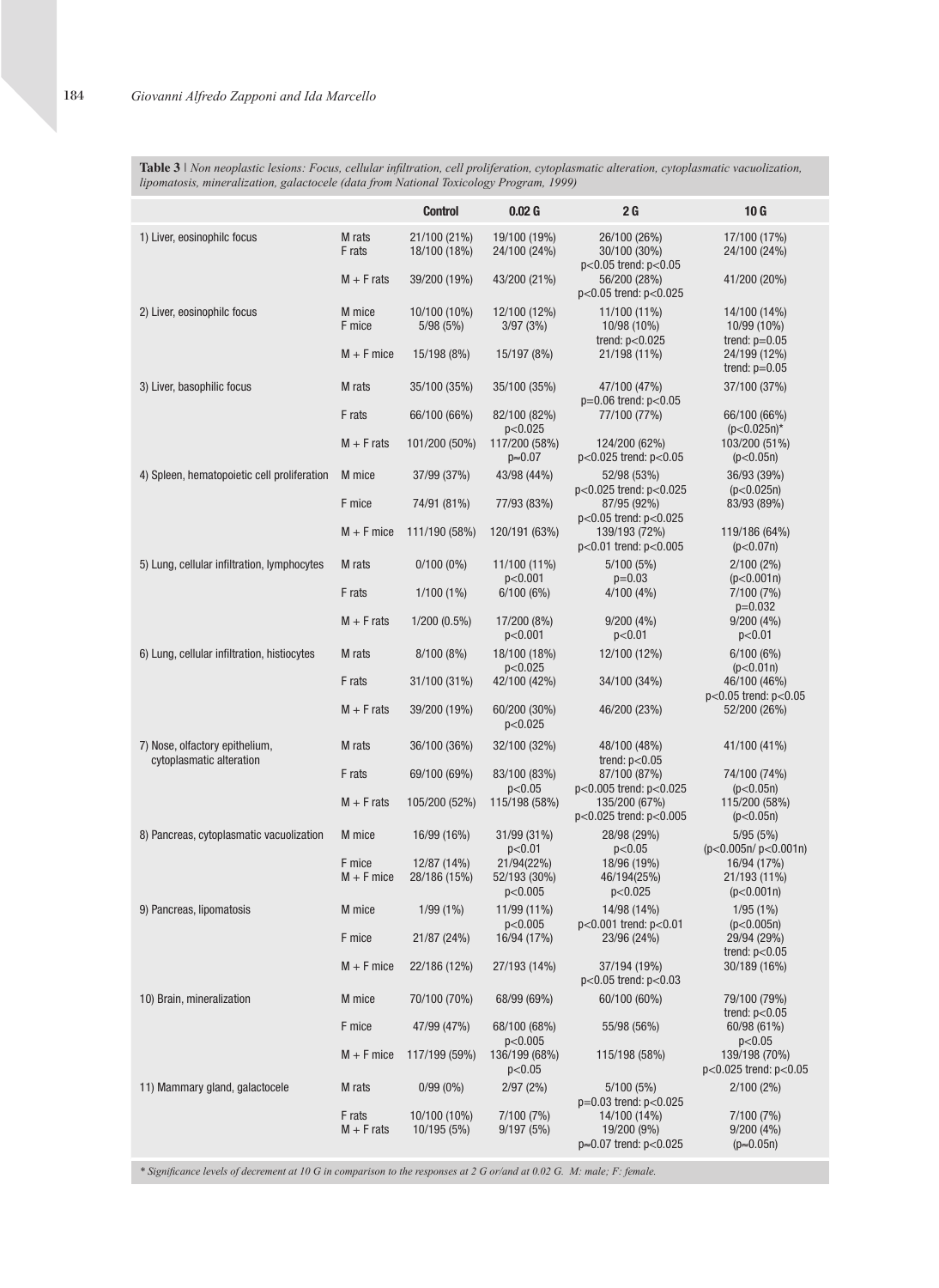**Table 3** | *Non neoplastic lesions: Focus, cellular infiltration, cell proliferation, cytoplasmatic alteration, cytoplasmatic vacuolization, lipomatosis, mineralization, galactocele (data from National Toxicology Program, 1999)*

| | | Control | 0.02 G | 2 G | 10 G |
|---|---|---|---|---|---|
| 1) Liver, eosinophilc focus | M rats | 21/100 (21%) | 19/100 (19%) | 26/100 (26%) | 17/100 (17%) |
| | F rats | 18/100 (18%) | 24/100 (24%) | 30/100 (30%) $p<0.05$ trend: $p<0.05$ | 24/100 (24%) |
| | M + F rats | 39/200 (19%) | 43/200 (21%) | 56/200 (28%) $p<0.05$ trend: $p<0.025$ | 41/200 (20%) |
| 2) Liver, eosinophilc focus | M mice | 10/100 (10%) | 12/100 (12%) | 11/100 (11%) | 14/100 (14%) |
| | F mice | 5/98 (5%) | 3/97 (3%) | 10/98 (10%) trend: $p<0.025$ | 10/99 (10%) trend: $p=0.05$ |
| | M + F mice | 15/198 (8%) | 15/197 (8%) | 21/198 (11%) | 24/199 (12%) trend: $p=0.05$ |
| 3) Liver, basophilic focus | M rats | 35/100 (35%) | 35/100 (35%) | 47/100 (47%) $p=0.06$ trend: $p<0.05$ | 37/100 (37%) |
| | F rats | 66/100 (66%) | 82/100 (82%) $p<0.025$ | 77/100 (77%) | 66/100 (66%) ($p<0.025$n)* |
| | M + F rats | 101/200 (50%) | 117/200 (58%) $p=0.07$ | 124/200 (62%) $p<0.025$ trend: $p<0.05$ | 103/200 (51%) ($p<0.05$n) |
| 4) Spleen, hematopoietic cell proliferation | M mice | 37/99 (37%) | 43/98 (44%) | 52/98 (53%) $p<0.025$ trend: $p<0.025$ | 36/93 (39%) ($p<0.025$n) |
| | F mice | 74/91 (81%) | 77/93 (83%) | 87/95 (92%) $p<0.05$ trend: $p<0.025$ | 83/93 (89%) |
| | M + F mice | 111/190 (58%) | 120/191 (63%) | 139/193 (72%) $p<0.01$ trend: $p<0.005$ | 119/186 (64%) ($p<0.07$n) |
| 5) Lung, cellular infiltration, lymphocytes | M rats | 0/100 (0%) | 11/100 (11%) $p<0.001$ | 5/100 (5%) $p=0.03$ | 2/100 (2%) ($p<0.001$n) |
| | F rats | 1/100 (1%) | 6/100 (6%) | 4/100 (4%) | 7/100 (7%) $p=0.032$ |
| | M + F rats | 1/200 (0.5%) | 17/200 (8%) $p<0.001$ | 9/200 (4%) $p<0.01$ | 9/200 (4%) $p<0.01$ |
| 6) Lung, cellular infiltration, histiocytes | M rats | 8/100 (8%) | 18/100 (18%) $p<0.025$ | 12/100 (12%) | 6/100 (6%) ($p<0.01$n) |
| | F rats | 31/100 (31%) | 42/100 (42%) | 34/100 (34%) | 46/100 (46%) $p<0.05$ trend: $p<0.05$ |
| | M + F rats | 39/200 (19%) | 60/200 (30%) $p<0.025$ | 46/200 (23%) | 52/200 (26%) |
| 7) Nose, olfactory epithelium, cytoplasmatic alteration | M rats | 36/100 (36%) | 32/100 (32%) | 48/100 (48%) trend: $p<0.05$ | 41/100 (41%) |
| | F rats | 69/100 (69%) | 83/100 (83%) $p<0.05$ | 87/100 (87%) $p<0.005$ trend: $p<0.025$ | 74/100 (74%) ($p<0.05$n) |
| | M + F rats | 105/200 (52%) | 115/198 (58%) | 135/200 (67%) $p<0.025$ trend: $p<0.005$ | 115/200 (58%) ($p<0.05$n) |
| 8) Pancreas, cytoplasmatic vacuolization | M mice | 16/99 (16%) | 31/99 (31%) $p<0.01$ | 28/98 (29%) $p<0.05$ | 5/95 (5%) ($p<0.005$n/ $p<0.001$n) |
| | F mice | 12/87 (14%) | 21/94(22%) | 18/96 (19%) | 16/94 (17%) |
| | M + F mice | 28/186 (15%) | 52/193 (30%) $p<0.005$ | 46/194(25%) $p<0.025$ | 21/193 (11%) ($p<0.001$n) |
| 9) Pancreas, lipomatosis | M mice | 1/99 (1%) | 11/99 (11%) $p<0.005$ | 14/98 (14%) $p<0.001$ trend: $p<0.01$ | 1/95 (1%) ($p<0.005$n) |
| | F mice | 21/87 (24%) | 16/94 (17%) | 23/96 (24%) | 29/94 (29%) trend: $p<0.05$ |
| | M + F mice | 22/186 (12%) | 27/193 (14%) | 37/194 (19%) $p<0.05$ trend: $p<0.03$ | 30/189 (16%) |
| 10) Brain, mineralization | M mice | 70/100 (70%) | 68/99 (69%) | 60/100 (60%) | 79/100 (79%) trend: $p<0.05$ |
| | F mice | 47/99 (47%) | 68/100 (68%) $p<0.005$ | 55/98 (56%) | 60/98 (61%) $p<0.05$ |
| | M + F mice | 117/199 (59%) | 136/199 (68%) $p<0.05$ | 115/198 (58%) | 139/198 (70%) $p<0.025$ trend: $p<0.05$ |
| 11) Mammary gland, galactocele | M rats | 0/99 (0%) | 2/97 (2%) | 5/100 (5%) $p=0.03$ trend: $p<0.025$ | 2/100 (2%) |
| | F rats | 10/100 (10%) | 7/100 (7%) | 14/100 (14%) | 7/100 (7%) |
| | M + F rats | 10/195 (5%) | 9/197 (5%) | 19/200 (9%) $p=0.07$ trend: $p<0.025$ | 9/200 (4%) ($p=0.05$n) |

*\* Significance levels of decrement at 10 G in comparison to the responses at 2 G or/and at 0.02 G. M: male; F: female.*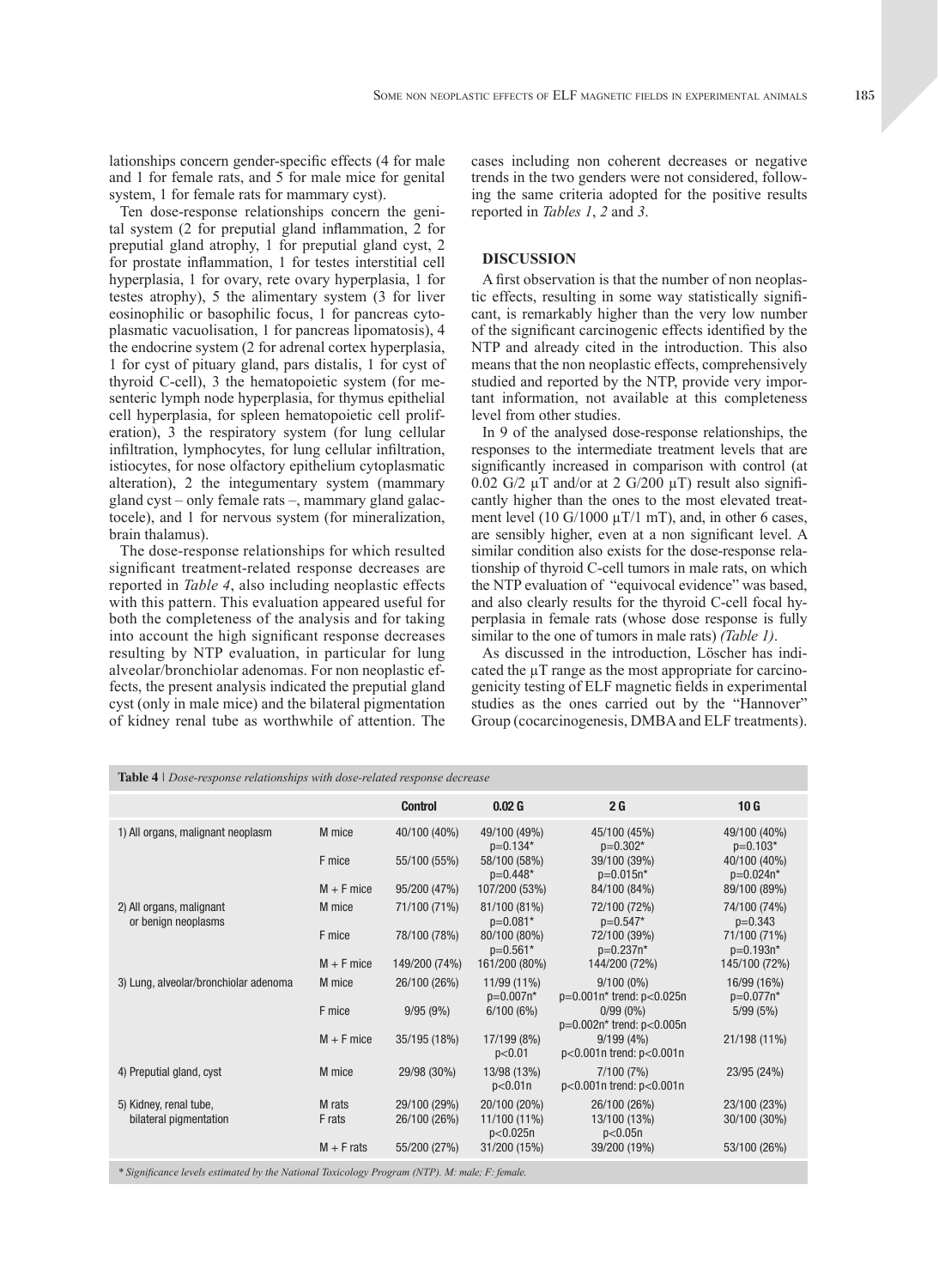lationships concern gender-specific effects (4 for male and 1 for female rats, and 5 for male mice for genital system, 1 for female rats for mammary cyst).

Ten dose-response relationships concern the genital system (2 for preputial gland inflammation, 2 for preputial gland atrophy, 1 for preputial gland cyst, 2 for prostate inflammation, 1 for testes interstitial cell hyperplasia, 1 for ovary, rete ovary hyperplasia, 1 for testes atrophy), 5 the alimentary system (3 for liver eosinophilic or basophilic focus, 1 for pancreas cytoplasmatic vacuolisation, 1 for pancreas lipomatosis), 4 the endocrine system (2 for adrenal cortex hyperplasia, 1 for cyst of pituary gland, pars distalis, 1 for cyst of thyroid C-cell), 3 the hematopoietic system (for mesenteric lymph node hyperplasia, for thymus epithelial cell hyperplasia, for spleen hematopoietic cell proliferation), 3 the respiratory system (for lung cellular infiltration, lymphocytes, for lung cellular infiltration, istiocytes, for nose olfactory epithelium cytoplasmatic alteration), 2 the integumentary system (mammary gland cyst – only female rats –, mammary gland galactocele), and 1 for nervous system (for mineralization, brain thalamus).

The dose-response relationships for which resulted significant treatment-related response decreases are reported in *Table 4*, also including neoplastic effects with this pattern. This evaluation appeared useful for both the completeness of the analysis and for taking into account the high significant response decreases resulting by NTP evaluation, in particular for lung alveolar/bronchiolar adenomas. For non neoplastic effects, the present analysis indicated the preputial gland cyst (only in male mice) and the bilateral pigmentation of kidney renal tube as worthwhile of attention. The cases including non coherent decreases or negative trends in the two genders were not considered, following the same criteria adopted for the positive results reported in *Tables 1*, *2* and *3*.

## DISCUSSION

A first observation is that the number of non neoplastic effects, resulting in some way statistically significant, is remarkably higher than the very low number of the significant carcinogenic effects identified by the NTP and already cited in the introduction. This also means that the non neoplastic effects, comprehensively studied and reported by the NTP, provide very important information, not available at this completeness level from other studies.

In 9 of the analysed dose-response relationships, the responses to the intermediate treatment levels that are significantly increased in comparison with control (at 0.02 G/2 µT and/or at 2 G/200 µT) result also significantly higher than the ones to the most elevated treatment level (10 G/1000 µT/1 mT), and, in other 6 cases, are sensibly higher, even at a non significant level. A similar condition also exists for the dose-response relationship of thyroid C-cell tumors in male rats, on which the NTP evaluation of "equivocal evidence" was based, and also clearly results for the thyroid C-cell focal hyperplasia in female rats (whose dose response is fully similar to the one of tumors in male rats) *(Table 1)*.

As discussed in the introduction, Löscher has indicated the µT range as the most appropriate for carcinogenicity testing of ELF magnetic fields in experimental studies as the ones carried out by the "Hannover" Group (cocarcinogenesis, DMBA and ELF treatments).

**Table 4** | *Dose-response relationships with dose-related response decrease*

| | | Control | 0.02 G | 2 G | 10 G |
|---|---|---|---|---|---|
| 1) All organs, malignant neoplasm | M mice | 40/100 (40%) | 49/100 (49%) p=0.134* | 45/100 (45%) p=0.302* | 49/100 (40%) p=0.103* |
| | F mice | 55/100 (55%) | 58/100 (58%) p=0.448* | 39/100 (39%) p=0.015n* | 40/100 (40%) p=0.024n* |
| | M + F mice | 95/200 (47%) | 107/200 (53%) | 84/100 (84%) | 89/100 (89%) |
| 2) All organs, malignant or benign neoplasms | M mice | 71/100 (71%) | 81/100 (81%) p=0.081* | 72/100 (72%) p=0.547* | 74/100 (74%) p=0.343 |
| | F mice | 78/100 (78%) | 80/100 (80%) p=0.561* | 72/100 (39%) p=0.237n* | 71/100 (71%) p=0.193n* |
| | M + F mice | 149/200 (74%) | 161/200 (80%) | 144/200 (72%) | 145/100 (72%) |
| 3) Lung, alveolar/bronchiolar adenoma | M mice | 26/100 (26%) | 11/99 (11%) p=0.007n* | 9/100 (0%) p=0.001n* trend: p<0.025n | 16/99 (16%) p=0.077n* |
| | F mice | 9/95 (9%) | 6/100 (6%) | 0/99 (0%) p=0.002n* trend: p<0.005n | 5/99 (5%) |
| | M + F mice | 35/195 (18%) | 17/199 (8%) p<0.01 | 9/199 (4%) p<0.001n trend: p<0.001n | 21/198 (11%) |
| 4) Preputial gland, cyst | M mice | 29/98 (30%) | 13/98 (13%) p<0.01n | 7/100 (7%) p<0.001n trend: p<0.001n | 23/95 (24%) |
| 5) Kidney, renal tube, bilateral pigmentation | M rats | 29/100 (29%) | 20/100 (20%) | 26/100 (26%) | 23/100 (23%) |
| | F rats | 26/100 (26%) | 11/100 (11%) p<0.025n | 13/100 (13%) p<0.05n | 30/100 (30%) |
| | M + F rats | 55/200 (27%) | 31/200 (15%) | 39/200 (19%) | 53/100 (26%) |

*\* Significance levels estimated by the National Toxicology Program (NTP). M: male; F: female.*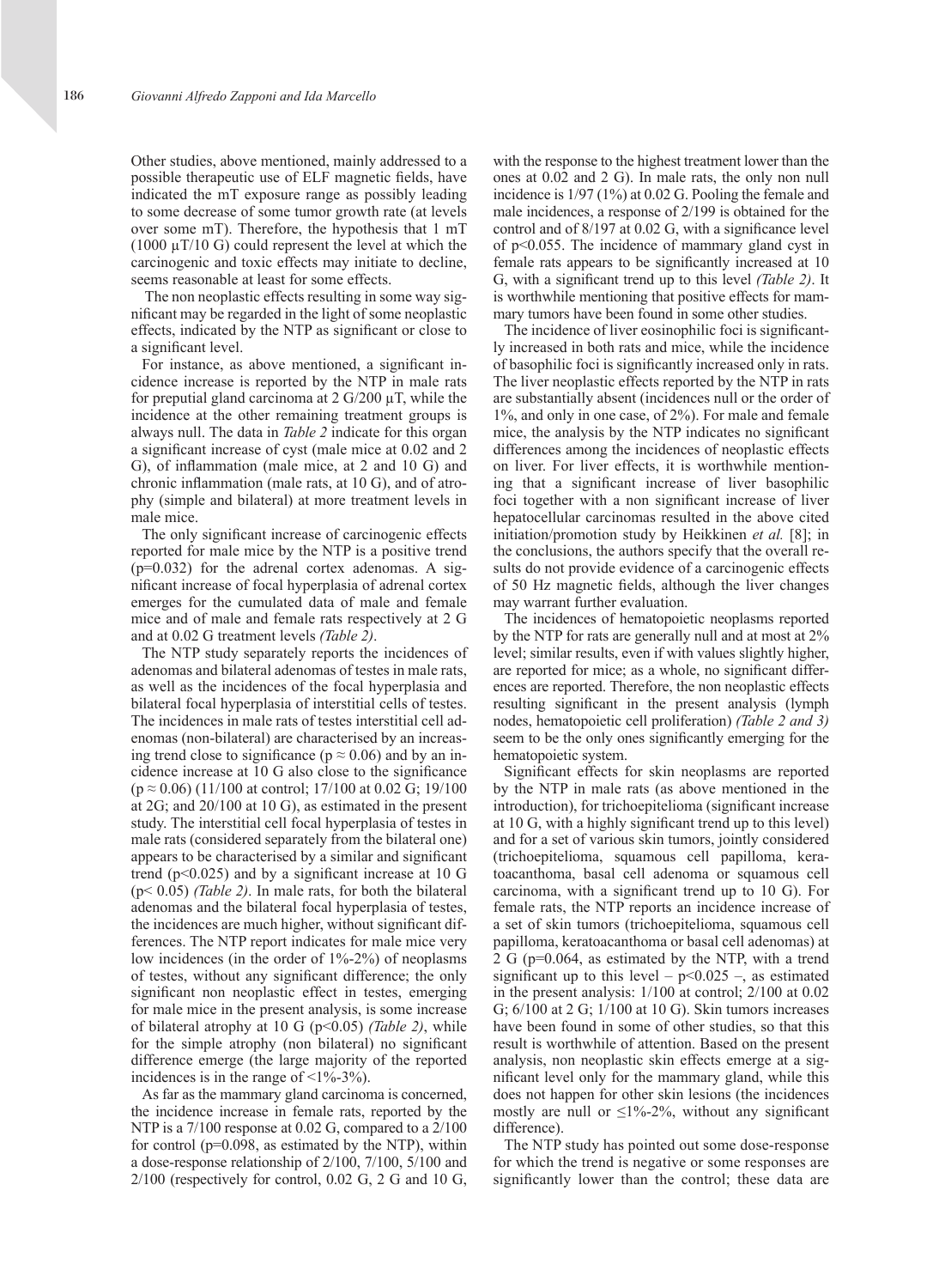Other studies, above mentioned, mainly addressed to a possible therapeutic use of ELF magnetic fields, have indicated the mT exposure range as possibly leading to some decrease of some tumor growth rate (at levels over some mT). Therefore, the hypothesis that 1 mT (1000 µT/10 G) could represent the level at which the carcinogenic and toxic effects may initiate to decline, seems reasonable at least for some effects.

The non neoplastic effects resulting in some way significant may be regarded in the light of some neoplastic effects, indicated by the NTP as significant or close to a significant level.

For instance, as above mentioned, a significant incidence increase is reported by the NTP in male rats for preputial gland carcinoma at 2 G/200 µT, while the incidence at the other remaining treatment groups is always null. The data in *Table 2* indicate for this organ a significant increase of cyst (male mice at 0.02 and 2 G), of inflammation (male mice, at 2 and 10 G) and chronic inflammation (male rats, at 10 G), and of atrophy (simple and bilateral) at more treatment levels in male mice.

The only significant increase of carcinogenic effects reported for male mice by the NTP is a positive trend ($p=0.032$) for the adrenal cortex adenomas. A significant increase of focal hyperplasia of adrenal cortex emerges for the cumulated data of male and female mice and of male and female rats respectively at 2 G and at 0.02 G treatment levels *(Table 2)*.

The NTP study separately reports the incidences of adenomas and bilateral adenomas of testes in male rats, as well as the incidences of the focal hyperplasia and bilateral focal hyperplasia of interstitial cells of testes. The incidences in male rats of testes interstitial cell adenomas (non-bilateral) are characterised by an increasing trend close to significance ($p \approx 0.06$) and by an incidence increase at 10 G also close to the significance ($p \approx 0.06$) (11/100 at control; 17/100 at 0.02 G; 19/100 at 2G; and 20/100 at 10 G), as estimated in the present study. The interstitial cell focal hyperplasia of testes in male rats (considered separately from the bilateral one) appears to be characterised by a similar and significant trend ($p<0.025$) and by a significant increase at 10 G ($p< 0.05$) *(Table 2)*. In male rats, for both the bilateral adenomas and the bilateral focal hyperplasia of testes, the incidences are much higher, without significant differences. The NTP report indicates for male mice very low incidences (in the order of 1%-2%) of neoplasms of testes, without any significant difference; the only significant non neoplastic effect in testes, emerging for male mice in the present analysis, is some increase of bilateral atrophy at 10 G ($p<0.05$) *(Table 2)*, while for the simple atrophy (non bilateral) no significant difference emerge (the large majority of the reported incidences is in the range of <1%-3%).

As far as the mammary gland carcinoma is concerned, the incidence increase in female rats, reported by the NTP is a 7/100 response at 0.02 G, compared to a 2/100 for control ($p=0.098$, as estimated by the NTP), within a dose-response relationship of 2/100, 7/100, 5/100 and 2/100 (respectively for control, 0.02 G, 2 G and 10 G, with the response to the highest treatment lower than the ones at 0.02 and 2 G). In male rats, the only non null incidence is 1/97 (1%) at 0.02 G. Pooling the female and male incidences, a response of 2/199 is obtained for the control and of 8/197 at 0.02 G, with a significance level of $p<0.055$. The incidence of mammary gland cyst in female rats appears to be significantly increased at 10 G, with a significant trend up to this level *(Table 2)*. It is worthwhile mentioning that positive effects for mammary tumors have been found in some other studies.

The incidence of liver eosinophilic foci is significantly increased in both rats and mice, while the incidence of basophilic foci is significantly increased only in rats. The liver neoplastic effects reported by the NTP in rats are substantially absent (incidences null or the order of 1%, and only in one case, of 2%). For male and female mice, the analysis by the NTP indicates no significant differences among the incidences of neoplastic effects on liver. For liver effects, it is worthwhile mentioning that a significant increase of liver basophilic foci together with a non significant increase of liver hepatocellular carcinomas resulted in the above cited initiation/promotion study by Heikkinen *et al.* [8]; in the conclusions, the authors specify that the overall results do not provide evidence of a carcinogenic effects of 50 Hz magnetic fields, although the liver changes may warrant further evaluation.

The incidences of hematopoietic neoplasms reported by the NTP for rats are generally null and at most at 2% level; similar results, even if with values slightly higher, are reported for mice; as a whole, no significant differences are reported. Therefore, the non neoplastic effects resulting significant in the present analysis (lymph nodes, hematopoietic cell proliferation) *(Table 2 and 3)* seem to be the only ones significantly emerging for the hematopoietic system.

Significant effects for skin neoplasms are reported by the NTP in male rats (as above mentioned in the introduction), for trichoepitelioma (significant increase at 10 G, with a highly significant trend up to this level) and for a set of various skin tumors, jointly considered (trichoepitelioma, squamous cell papilloma, keratoacanthoma, basal cell adenoma or squamous cell carcinoma, with a significant trend up to 10 G). For female rats, the NTP reports an incidence increase of a set of skin tumors (trichoepitelioma, squamous cell papilloma, keratoacanthoma or basal cell adenomas) at 2 G ($p=0.064$, as estimated by the NTP, with a trend significant up to this level – $p<0.025$ –, as estimated in the present analysis: 1/100 at control; 2/100 at 0.02 G; 6/100 at 2 G; 1/100 at 10 G). Skin tumors increases have been found in some of other studies, so that this result is worthwhile of attention. Based on the present analysis, non neoplastic skin effects emerge at a significant level only for the mammary gland, while this does not happen for other skin lesions (the incidences mostly are null or ≤1%-2%, without any significant difference).

The NTP study has pointed out some dose-response for which the trend is negative or some responses are significantly lower than the control; these data are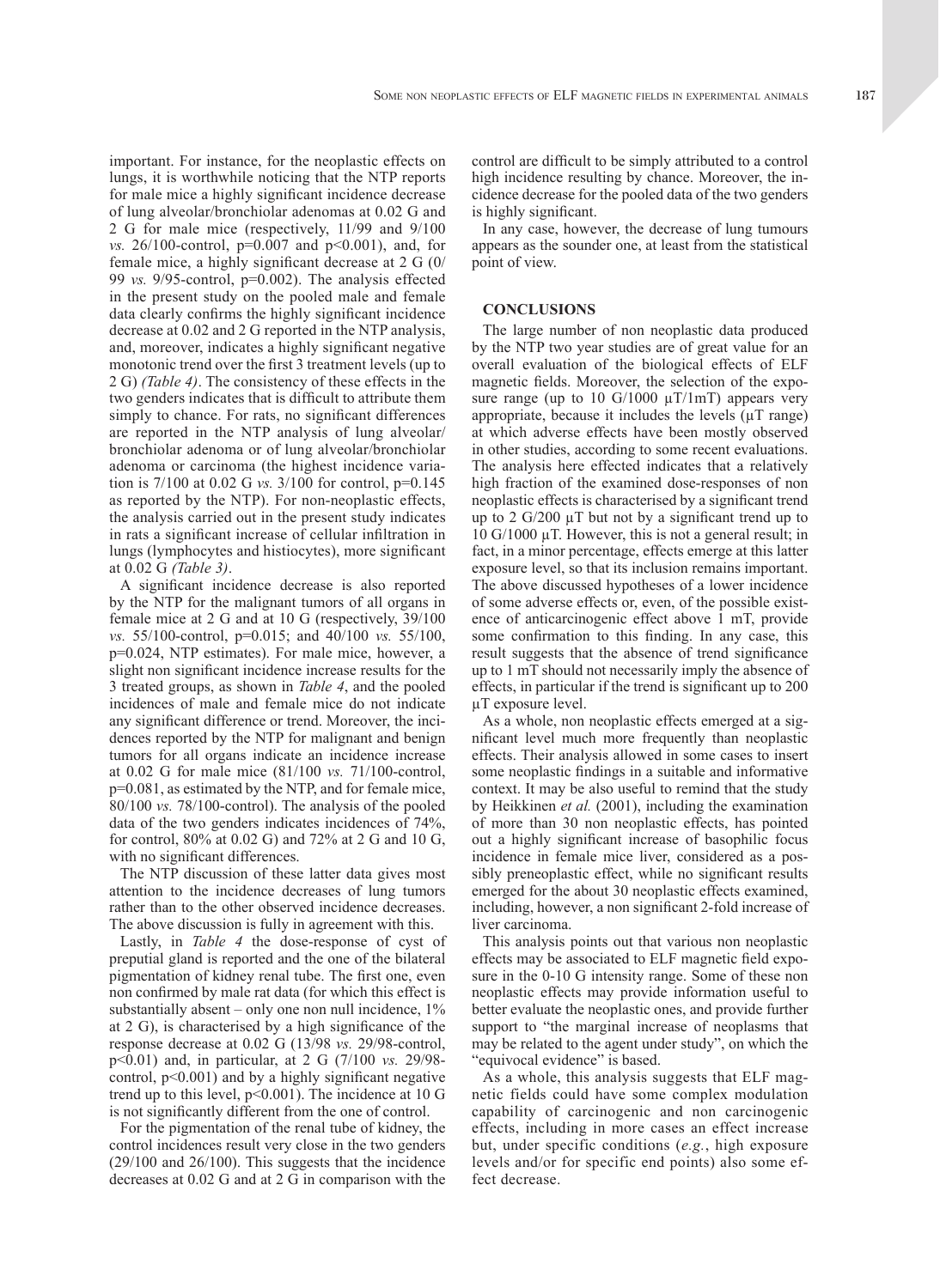important. For instance, for the neoplastic effects on lungs, it is worthwhile noticing that the NTP reports for male mice a highly significant incidence decrease of lung alveolar/bronchiolar adenomas at 0.02 G and 2 G for male mice (respectively, 11/99 and 9/100 *vs.* 26/100-control, $p=0.007$ and $p<0.001$), and, for female mice, a highly significant decrease at 2 G (0/99 *vs.* 9/95-control, $p=0.002$). The analysis effected in the present study on the pooled male and female data clearly confirms the highly significant incidence decrease at 0.02 and 2 G reported in the NTP analysis, and, moreover, indicates a highly significant negative monotonic trend over the first 3 treatment levels (up to 2 G) *(Table 4)*. The consistency of these effects in the two genders indicates that is difficult to attribute them simply to chance. For rats, no significant differences are reported in the NTP analysis of lung alveolar/bronchiolar adenoma or of lung alveolar/bronchiolar adenoma or carcinoma (the highest incidence variation is 7/100 at 0.02 G *vs.* 3/100 for control, $p=0.145$ as reported by the NTP). For non-neoplastic effects, the analysis carried out in the present study indicates in rats a significant increase of cellular infiltration in lungs (lymphocytes and histiocytes), more significant at 0.02 G *(Table 3)*.

A significant incidence decrease is also reported by the NTP for the malignant tumors of all organs in female mice at 2 G and at 10 G (respectively, 39/100 *vs.* 55/100-control, $p=0.015$; and 40/100 *vs.* 55/100, $p=0.024$, NTP estimates). For male mice, however, a slight non significant incidence increase results for the 3 treated groups, as shown in *Table 4*, and the pooled incidences of male and female mice do not indicate any significant difference or trend. Moreover, the incidences reported by the NTP for malignant and benign tumors for all organs indicate an incidence increase at 0.02 G for male mice (81/100 *vs.* 71/100-control, $p=0.081$, as estimated by the NTP, and for female mice, 80/100 *vs.* 78/100-control). The analysis of the pooled data of the two genders indicates incidences of 74%, for control, 80% at 0.02 G) and 72% at 2 G and 10 G, with no significant differences.

The NTP discussion of these latter data gives most attention to the incidence decreases of lung tumors rather than to the other observed incidence decreases. The above discussion is fully in agreement with this.

Lastly, in *Table 4* the dose-response of cyst of preputial gland is reported and the one of the bilateral pigmentation of kidney renal tube. The first one, even non confirmed by male rat data (for which this effect is substantially absent – only one non null incidence, 1% at 2 G), is characterised by a high significance of the response decrease at 0.02 G (13/98 *vs.* 29/98-control, $p<0.01$) and, in particular, at 2 G (7/100 *vs.* 29/98-control, $p<0.001$) and by a highly significant negative trend up to this level, $p<0.001$). The incidence at 10 G is not significantly different from the one of control.

For the pigmentation of the renal tube of kidney, the control incidences result very close in the two genders (29/100 and 26/100). This suggests that the incidence decreases at 0.02 G and at 2 G in comparison with the control are difficult to be simply attributed to a control high incidence resulting by chance. Moreover, the incidence decrease for the pooled data of the two genders is highly significant.

In any case, however, the decrease of lung tumours appears as the sounder one, at least from the statistical point of view.

## CONCLUSIONS

The large number of non neoplastic data produced by the NTP two year studies are of great value for an overall evaluation of the biological effects of ELF magnetic fields. Moreover, the selection of the exposure range (up to 10 G/1000 µT/1mT) appears very appropriate, because it includes the levels (µT range) at which adverse effects have been mostly observed in other studies, according to some recent evaluations. The analysis here effected indicates that a relatively high fraction of the examined dose-responses of non neoplastic effects is characterised by a significant trend up to 2 G/200 µT but not by a significant trend up to 10 G/1000 µT. However, this is not a general result; in fact, in a minor percentage, effects emerge at this latter exposure level, so that its inclusion remains important. The above discussed hypotheses of a lower incidence of some adverse effects or, even, of the possible existence of anticarcinogenic effect above 1 mT, provide some confirmation to this finding. In any case, this result suggests that the absence of trend significance up to 1 mT should not necessarily imply the absence of effects, in particular if the trend is significant up to 200 µT exposure level.

As a whole, non neoplastic effects emerged at a significant level much more frequently than neoplastic effects. Their analysis allowed in some cases to insert some neoplastic findings in a suitable and informative context. It may be also useful to remind that the study by Heikkinen *et al.* (2001), including the examination of more than 30 non neoplastic effects, has pointed out a highly significant increase of basophilic focus incidence in female mice liver, considered as a possibly preneoplastic effect, while no significant results emerged for the about 30 neoplastic effects examined, including, however, a non significant 2-fold increase of liver carcinoma.

This analysis points out that various non neoplastic effects may be associated to ELF magnetic field exposure in the 0-10 G intensity range. Some of these non neoplastic effects may provide information useful to better evaluate the neoplastic ones, and provide further support to "the marginal increase of neoplasms that may be related to the agent under study", on which the "equivocal evidence" is based.

As a whole, this analysis suggests that ELF magnetic fields could have some complex modulation capability of carcinogenic and non carcinogenic effects, including in more cases an effect increase but, under specific conditions (*e.g.*, high exposure levels and/or for specific end points) also some effect decrease.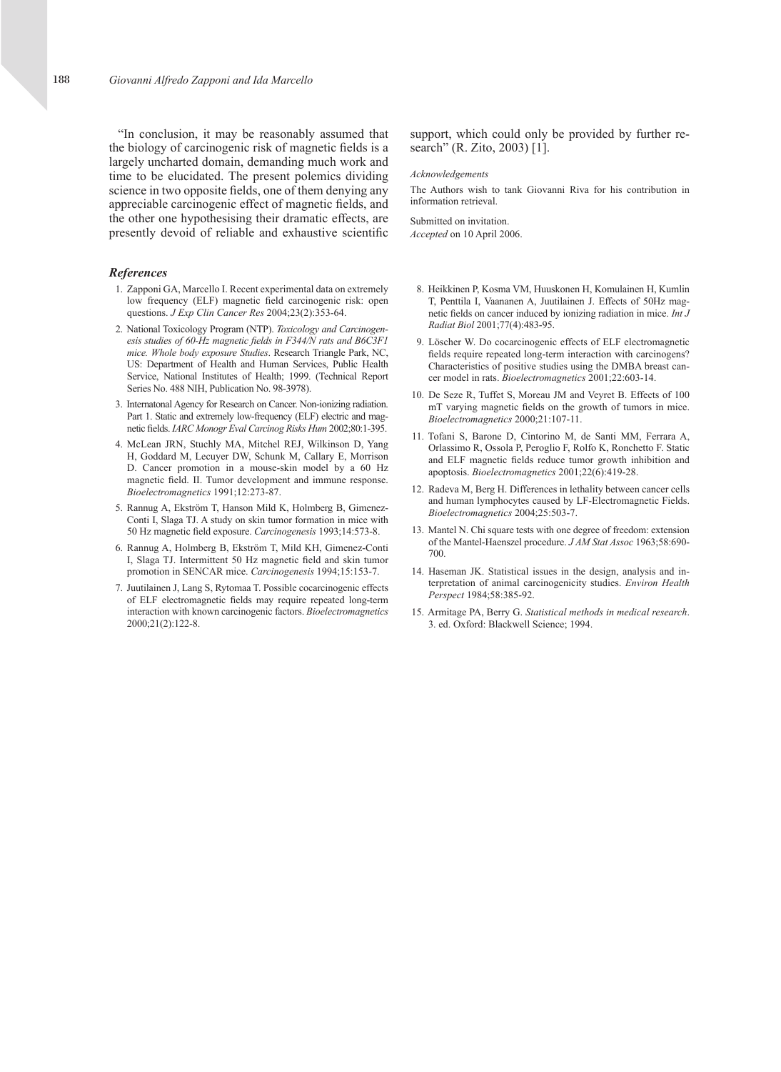"In conclusion, it may be reasonably assumed that the biology of carcinogenic risk of magnetic fields is a largely uncharted domain, demanding much work and time to be elucidated. The present polemics dividing science in two opposite fields, one of them denying any appreciable carcinogenic effect of magnetic fields, and the other one hypothesising their dramatic effects, are presently devoid of reliable and exhaustive scientific support, which could only be provided by further research" (R. Zito, 2003) [1].

*Acknowledgements*

The Authors wish to tank Giovanni Riva for his contribution in information retrieval.

Submitted on invitation.
*Accepted* on 10 April 2006.

### *References*

1. Zapponi GA, Marcello I. Recent experimental data on extremely low frequency (ELF) magnetic field carcinogenic risk: open questions. *J Exp Clin Cancer Res* 2004;23(2):353-64.
2. National Toxicology Program (NTP). *Toxicology and Carcinogenesis studies of 60-Hz magnetic fields in F344/N rats and B6C3F1 mice. Whole body exposure Studies*. Research Triangle Park, NC, US: Department of Health and Human Services, Public Health Service, National Institutes of Health; 1999. (Technical Report Series No. 488 NIH, Publication No. 98-3978).
3. Internatonal Agency for Research on Cancer. Non-ionizing radiation. Part 1. Static and extremely low-frequency (ELF) electric and magnetic fields. *IARC Monogr Eval Carcinog Risks Hum* 2002;80:1-395.
4. McLean JRN, Stuchly MA, Mitchel REJ, Wilkinson D, Yang H, Goddard M, Lecuyer DW, Schunk M, Callary E, Morrison D. Cancer promotion in a mouse-skin model by a 60 Hz magnetic field. II. Tumor development and immune response. *Bioelectromagnetics* 1991;12:273-87.
5. Rannug A, Ekström T, Hanson Mild K, Holmberg B, Gimenez-Conti I, Slaga TJ. A study on skin tumor formation in mice with 50 Hz magnetic field exposure. *Carcinogenesis* 1993;14:573-8.
6. Rannug A, Holmberg B, Ekström T, Mild KH, Gimenez-Conti I, Slaga TJ. Intermittent 50 Hz magnetic field and skin tumor promotion in SENCAR mice. *Carcinogenesis* 1994;15:153-7.
7. Juutilainen J, Lang S, Rytomaa T. Possible cocarcinogenic effects of ELF electromagnetic fields may require repeated long-term interaction with known carcinogenic factors. *Bioelectromagnetics* 2000;21(2):122-8.
8. Heikkinen P, Kosma VM, Huuskonen H, Komulainen H, Kumlin T, Penttila I, Vaananen A, Juutilainen J. Effects of 50Hz magnetic fields on cancer induced by ionizing radiation in mice. *Int J Radiat Biol* 2001;77(4):483-95.
9. Löscher W. Do cocarcinogenic effects of ELF electromagnetic fields require repeated long-term interaction with carcinogens? Characteristics of positive studies using the DMBA breast cancer model in rats. *Bioelectromagnetics* 2001;22:603-14.
10. De Seze R, Tuffet S, Moreau JM and Veyret B. Effects of 100 mT varying magnetic fields on the growth of tumors in mice. *Bioelectromagnetics* 2000;21:107-11.
11. Tofani S, Barone D, Cintorino M, de Santi MM, Ferrara A, Orlassimo R, Ossola P, Peroglio F, Rolfo K, Ronchetto F. Static and ELF magnetic fields reduce tumor growth inhibition and apoptosis. *Bioelectromagnetics* 2001;22(6):419-28.
12. Radeva M, Berg H. Differences in lethality between cancer cells and human lymphocytes caused by LF-Electromagnetic Fields. *Bioelectromagnetics* 2004;25:503-7.
13. Mantel N. Chi square tests with one degree of freedom: extension of the Mantel-Haenszel procedure. *J AM Stat Assoc* 1963;58:690-700.
14. Haseman JK. Statistical issues in the design, analysis and interpretation of animal carcinogenicity studies. *Environ Health Perspect* 1984;58:385-92.
15. Armitage PA, Berry G. *Statistical methods in medical research*. 3. ed. Oxford: Blackwell Science; 1994.